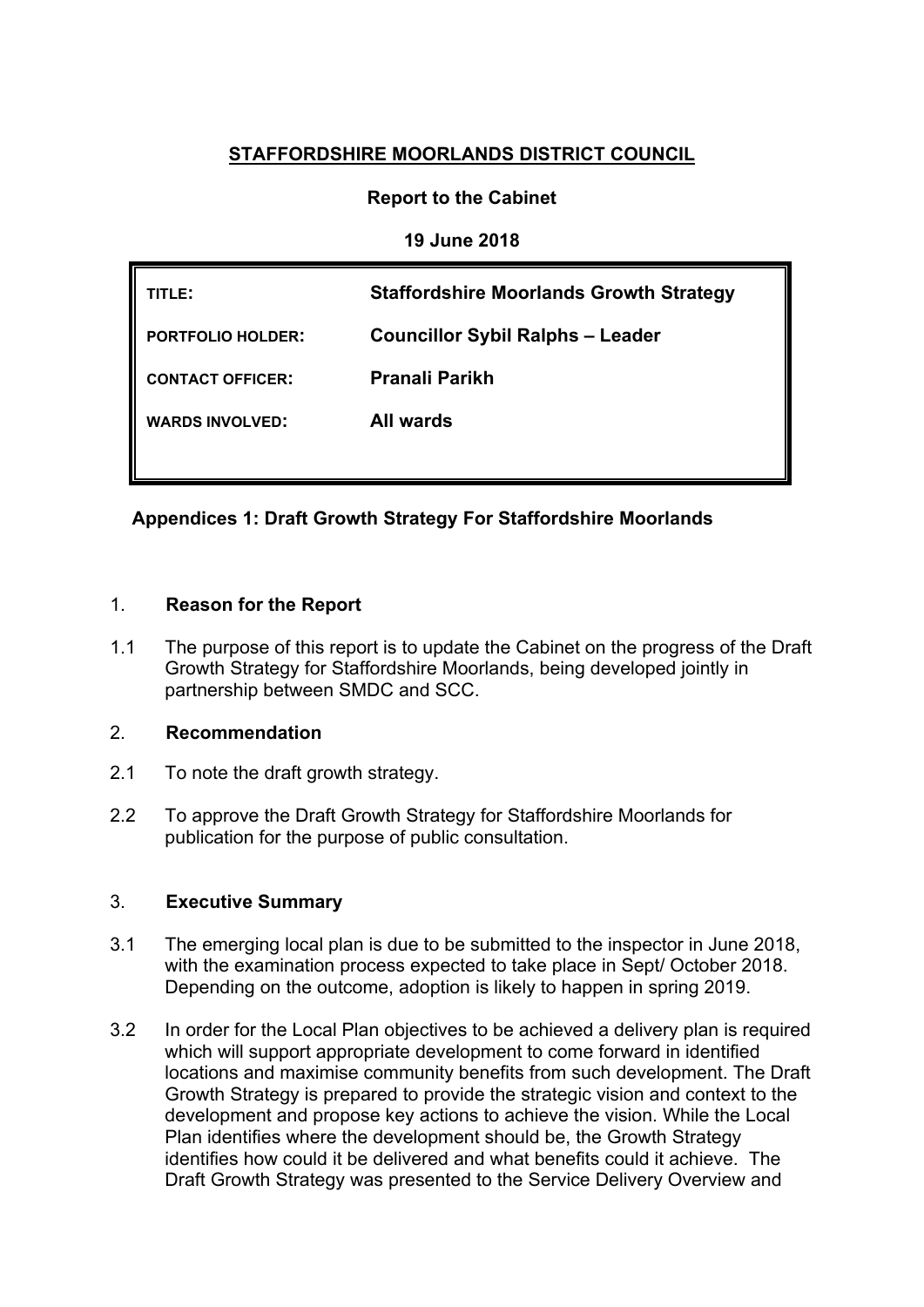# STAFFORDSHIRE MOORLANDS DISTRICT COUNCIL

**Report to the Cabinet**

**19 June 2018**

| | |
|---|---|
| **TITLE:** | **Staffordshire Moorlands Growth Strategy** |
| **PORTFOLIO HOLDER:** | **Councillor Sybil Ralphs – Leader** |
| **CONTACT OFFICER:** | **Pranali Parikh** |
| **WARDS INVOLVED:** | **All wards** |

**Appendices 1: Draft Growth Strategy For Staffordshire Moorlands**

## 1. Reason for the Report

1.1 The purpose of this report is to update the Cabinet on the progress of the Draft Growth Strategy for Staffordshire Moorlands, being developed jointly in partnership between SMDC and SCC.

## 2. Recommendation

2.1 To note the draft growth strategy.

2.2 To approve the Draft Growth Strategy for Staffordshire Moorlands for publication for the purpose of public consultation.

## 3. Executive Summary

3.1 The emerging local plan is due to be submitted to the inspector in June 2018, with the examination process expected to take place in Sept/ October 2018. Depending on the outcome, adoption is likely to happen in spring 2019.

3.2 In order for the Local Plan objectives to be achieved a delivery plan is required which will support appropriate development to come forward in identified locations and maximise community benefits from such development. The Draft Growth Strategy is prepared to provide the strategic vision and context to the development and propose key actions to achieve the vision. While the Local Plan identifies where the development should be, the Growth Strategy identifies how could it be delivered and what benefits could it achieve. The Draft Growth Strategy was presented to the Service Delivery Overview and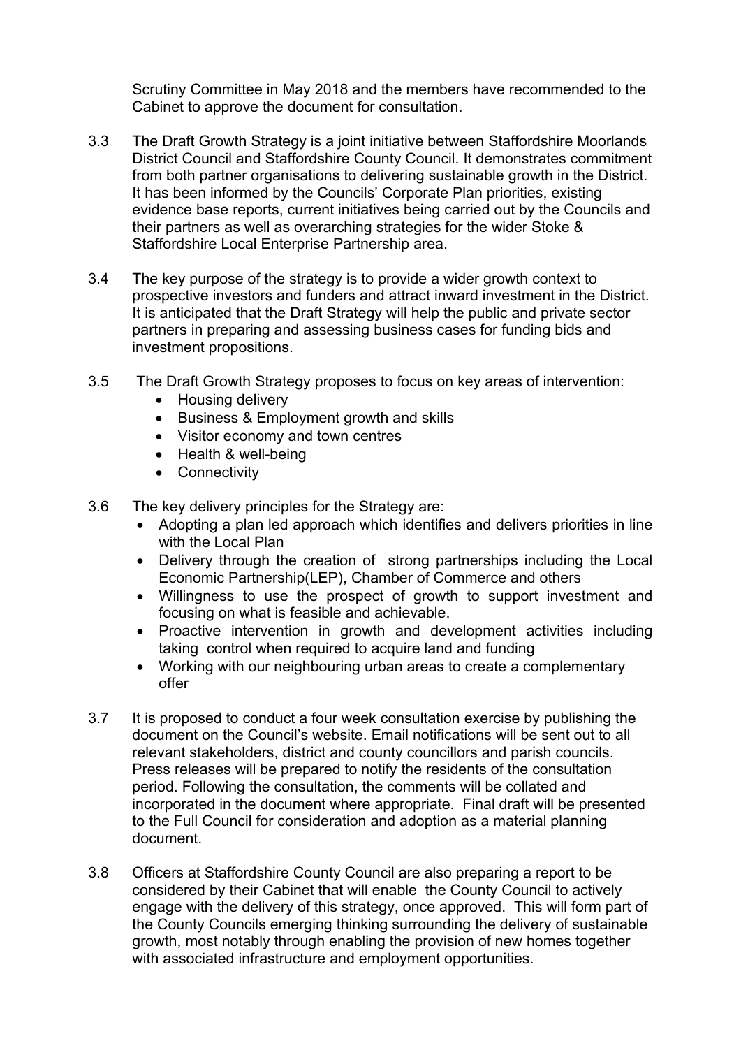Scrutiny Committee in May 2018 and the members have recommended to the Cabinet to approve the document for consultation.

3.3 The Draft Growth Strategy is a joint initiative between Staffordshire Moorlands District Council and Staffordshire County Council. It demonstrates commitment from both partner organisations to delivering sustainable growth in the District. It has been informed by the Councils' Corporate Plan priorities, existing evidence base reports, current initiatives being carried out by the Councils and their partners as well as overarching strategies for the wider Stoke & Staffordshire Local Enterprise Partnership area.

3.4 The key purpose of the strategy is to provide a wider growth context to prospective investors and funders and attract inward investment in the District. It is anticipated that the Draft Strategy will help the public and private sector partners in preparing and assessing business cases for funding bids and investment propositions.

3.5 The Draft Growth Strategy proposes to focus on key areas of intervention:

- Housing delivery
- Business & Employment growth and skills
- Visitor economy and town centres
- Health & well-being
- Connectivity

3.6 The key delivery principles for the Strategy are:

- Adopting a plan led approach which identifies and delivers priorities in line with the Local Plan
- Delivery through the creation of strong partnerships including the Local Economic Partnership(LEP), Chamber of Commerce and others
- Willingness to use the prospect of growth to support investment and focusing on what is feasible and achievable.
- Proactive intervention in growth and development activities including taking control when required to acquire land and funding
- Working with our neighbouring urban areas to create a complementary offer

3.7 It is proposed to conduct a four week consultation exercise by publishing the document on the Council's website. Email notifications will be sent out to all relevant stakeholders, district and county councillors and parish councils. Press releases will be prepared to notify the residents of the consultation period. Following the consultation, the comments will be collated and incorporated in the document where appropriate. Final draft will be presented to the Full Council for consideration and adoption as a material planning document.

3.8 Officers at Staffordshire County Council are also preparing a report to be considered by their Cabinet that will enable the County Council to actively engage with the delivery of this strategy, once approved. This will form part of the County Councils emerging thinking surrounding the delivery of sustainable growth, most notably through enabling the provision of new homes together with associated infrastructure and employment opportunities.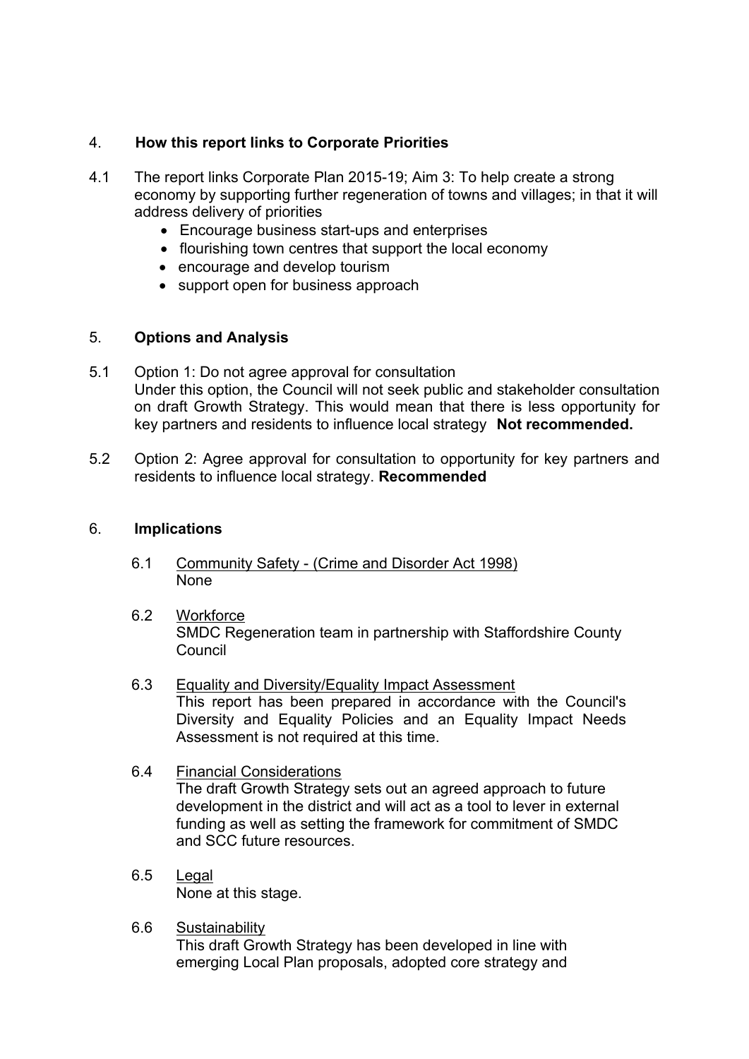## 4. How this report links to Corporate Priorities

4.1 The report links Corporate Plan 2015-19; Aim 3: To help create a strong economy by supporting further regeneration of towns and villages; in that it will address delivery of priorities

- Encourage business start-ups and enterprises
- flourishing town centres that support the local economy
- encourage and develop tourism
- support open for business approach

## 5. Options and Analysis

5.1 Option 1: Do not agree approval for consultation
Under this option, the Council will not seek public and stakeholder consultation on draft Growth Strategy. This would mean that there is less opportunity for key partners and residents to influence local strategy **Not recommended.**

5.2 Option 2: Agree approval for consultation to opportunity for key partners and residents to influence local strategy. **Recommended**

## 6. Implications

6.1 Community Safety - (Crime and Disorder Act 1998)
None

6.2 Workforce
SMDC Regeneration team in partnership with Staffordshire County Council

6.3 Equality and Diversity/Equality Impact Assessment
This report has been prepared in accordance with the Council's Diversity and Equality Policies and an Equality Impact Needs Assessment is not required at this time.

6.4 Financial Considerations
The draft Growth Strategy sets out an agreed approach to future development in the district and will act as a tool to lever in external funding as well as setting the framework for commitment of SMDC and SCC future resources.

6.5 Legal
None at this stage.

6.6 Sustainability
This draft Growth Strategy has been developed in line with emerging Local Plan proposals, adopted core strategy and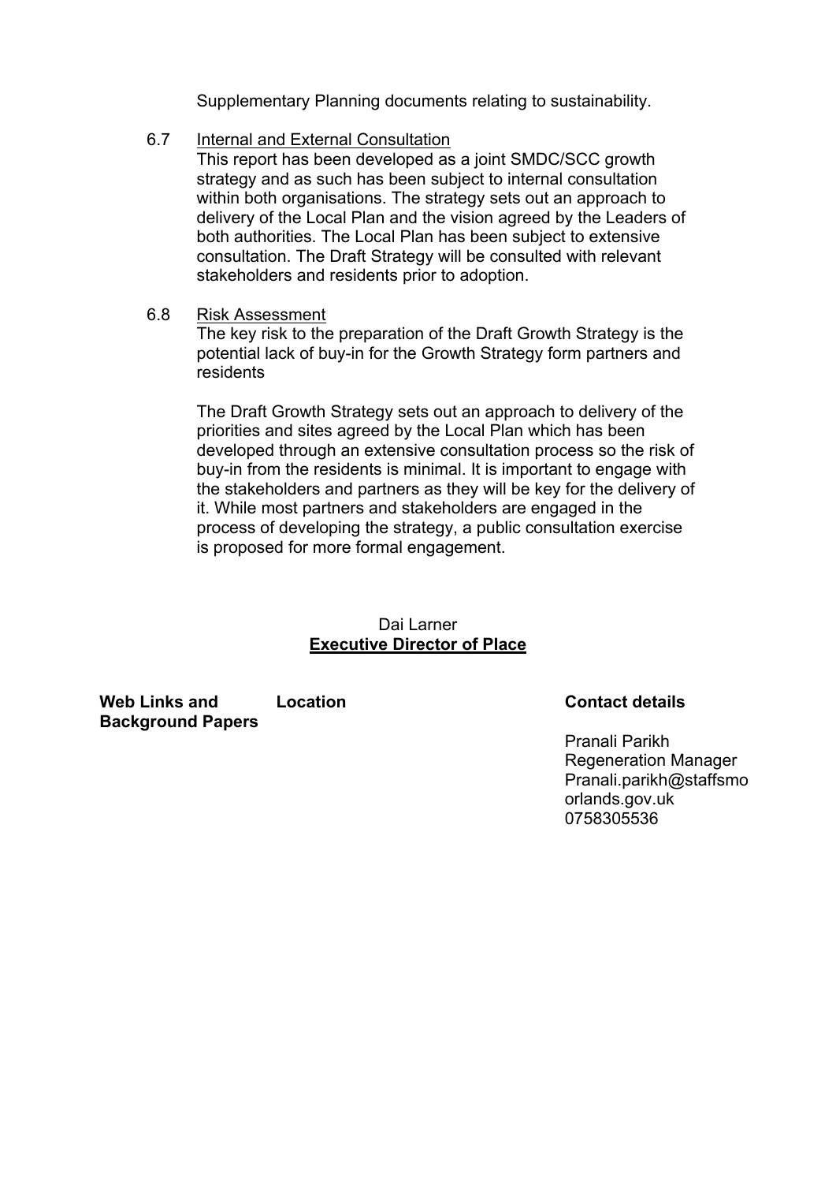Supplementary Planning documents relating to sustainability.

6.7 Internal and External Consultation

This report has been developed as a joint SMDC/SCC growth strategy and as such has been subject to internal consultation within both organisations. The strategy sets out an approach to delivery of the Local Plan and the vision agreed by the Leaders of both authorities. The Local Plan has been subject to extensive consultation. The Draft Strategy will be consulted with relevant stakeholders and residents prior to adoption.

6.8 Risk Assessment

The key risk to the preparation of the Draft Growth Strategy is the potential lack of buy-in for the Growth Strategy form partners and residents

The Draft Growth Strategy sets out an approach to delivery of the priorities and sites agreed by the Local Plan which has been developed through an extensive consultation process so the risk of buy-in from the residents is minimal. It is important to engage with the stakeholders and partners as they will be key for the delivery of it. While most partners and stakeholders are engaged in the process of developing the strategy, a public consultation exercise is proposed for more formal engagement.

Dai Larner
**Executive Director of Place**

| **Web Links and Background Papers** | **Location** | **Contact details** |
| --- | --- | --- |
| | | Pranali Parikh<br>Regeneration Manager<br>Pranali.parikh@staffsmoorlands.gov.uk<br>0758305536 |